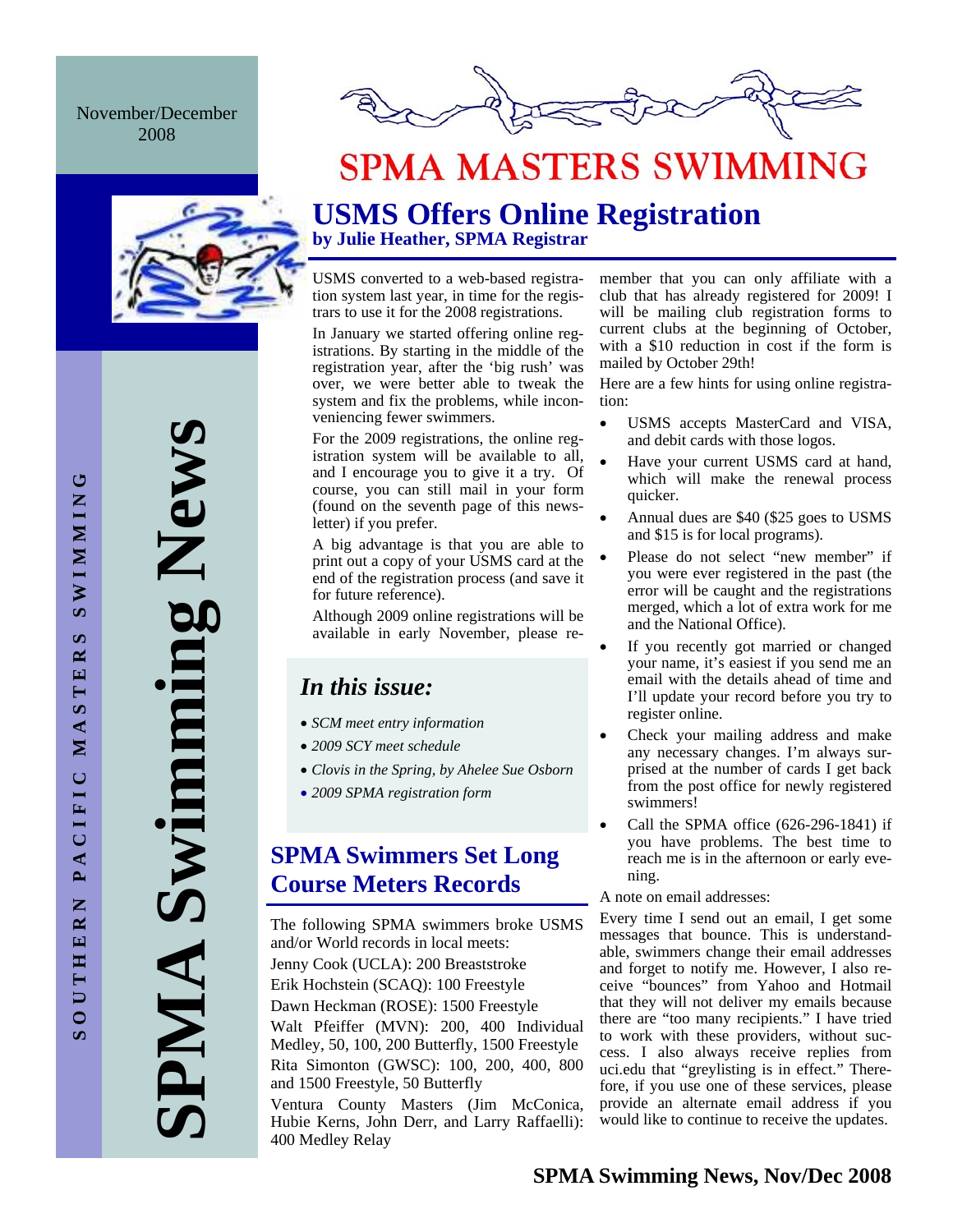November/December 2008

# SPMA MASTERS SWIMMING

SPMA Swimming News

SOUTHERN PACIFIC MASTERS SWIMMING

## USMS Offers Online Registration

**by Julie Heather, SPMA Registrar**

USMS converted to a web-based registration system last year, in time for the registrars to use it for the 2008 registrations.

In January we started offering online registrations. By starting in the middle of the registration year, after the 'big rush' was over, we were better able to tweak the system and fix the problems, while inconveniencing fewer swimmers.

For the 2009 registrations, the online registration system will be available to all, and I encourage you to give it a try. Of course, you can still mail in your form (found on the seventh page of this newsletter) if you prefer.

A big advantage is that you are able to print out a copy of your USMS card at the end of the registration process (and save it for future reference).

Although 2009 online registrations will be available in early November, please remember that you can only affiliate with a club that has already registered for 2009! I will be mailing club registration forms to current clubs at the beginning of October, with a $10 reduction in cost if the form is mailed by October 29th!

Here are a few hints for using online registration:

- USMS accepts MasterCard and VISA, and debit cards with those logos.
- Have your current USMS card at hand, which will make the renewal process quicker.
- Annual dues are $40 ($25 goes to USMS and $15 is for local programs).
- Please do not select "new member" if you were ever registered in the past (the error will be caught and the registrations merged, which a lot of extra work for me and the National Office).
- If you recently got married or changed your name, it's easiest if you send me an email with the details ahead of time and I'll update your record before you try to register online.
- Check your mailing address and make any necessary changes. I'm always surprised at the number of cards I get back from the post office for newly registered swimmers!
- Call the SPMA office (626-296-1841) if you have problems. The best time to reach me is in the afternoon or early evening.

A note on email addresses:

Every time I send out an email, I get some messages that bounce. This is understandable, swimmers change their email addresses and forget to notify me. However, I also receive "bounces" from Yahoo and Hotmail that they will not deliver my emails because there are "too many recipients." I have tried to work with these providers, without success. I also always receive replies from uci.edu that "greylisting is in effect." Therefore, if you use one of these services, please provide an alternate email address if you would like to continue to receive the updates.

### *In this issue:*

- *SCM meet entry information*
- *2009 SCY meet schedule*
- *Clovis in the Spring, by Ahelee Sue Osborn*
- *2009 SPMA registration form*

## SPMA Swimmers Set Long Course Meters Records

The following SPMA swimmers broke USMS and/or World records in local meets:

Jenny Cook (UCLA): 200 Breaststroke

Erik Hochstein (SCAQ): 100 Freestyle

Dawn Heckman (ROSE): 1500 Freestyle

Walt Pfeiffer (MVN): 200, 400 Individual Medley, 50, 100, 200 Butterfly, 1500 Freestyle

Rita Simonton (GWSC): 100, 200, 400, 800 and 1500 Freestyle, 50 Butterfly

Ventura County Masters (Jim McConica, Hubie Kerns, John Derr, and Larry Raffaelli): 400 Medley Relay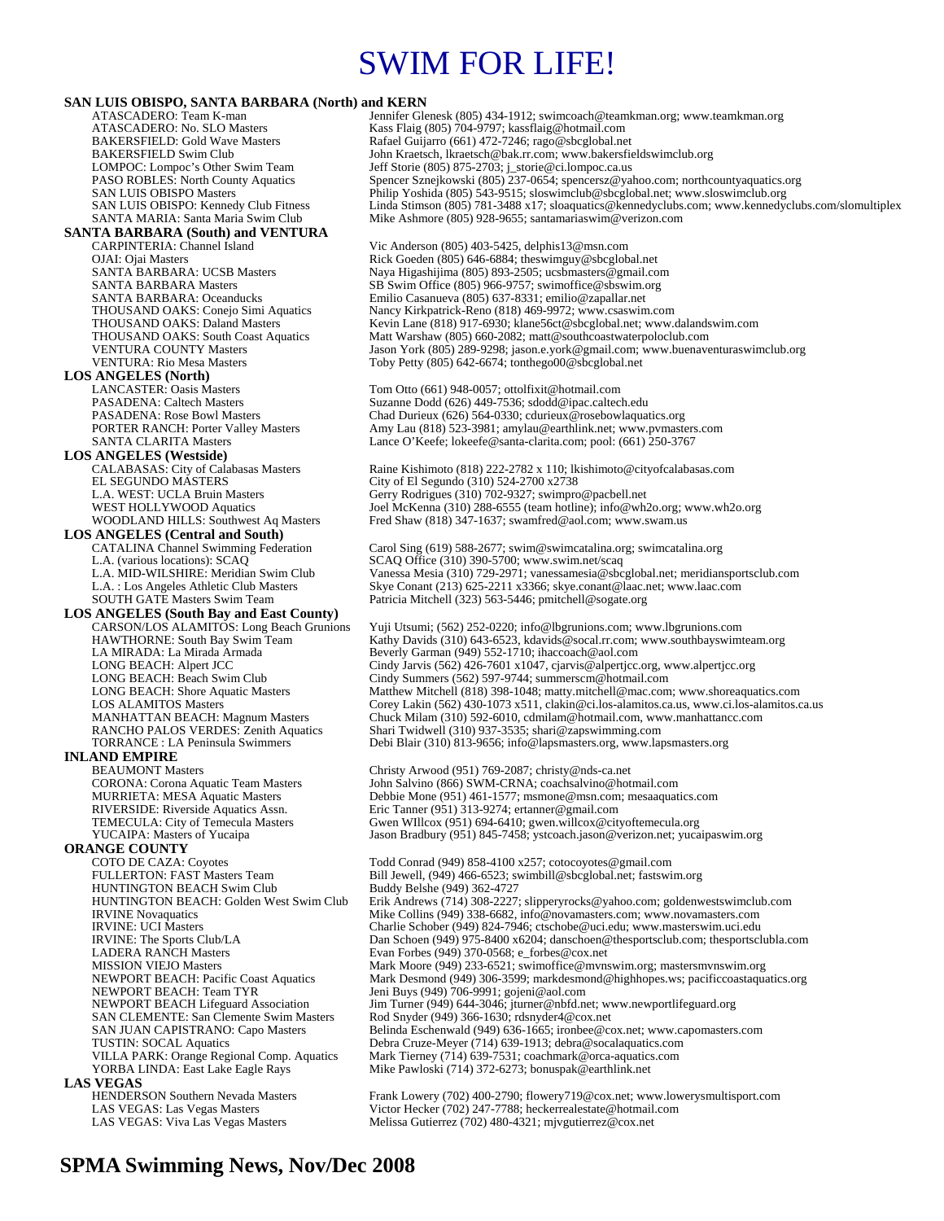# SWIM FOR LIFE!

**SAN LUIS OBISPO, SANTA BARBARA (North) and KERN**

ATASCADERO: Team K-man — Jennifer Glenesk (805) 434-1912; swimcoach@teamkman.org; www.teamkman.org
ATASCADERO: No. SLO Masters — Kass Flaig (805) 704-9797; kassflaig@hotmail.com
BAKERSFIELD: Gold Wave Masters — Rafael Guijarro (661) 472-7246; rago@sbcglobal.net
BAKERSFIELD Swim Club — John Kraetsch, lkraetsch@bak.rr.com; www.bakersfieldswimclub.org
LOMPOC: Lompoc's Other Swim Team — Jeff Storie (805) 875-2703; j_storie@ci.lompoc.ca.us
PASO ROBLES: North County Aquatics — Spencer Sznejkowski (805) 237-0654; spencersz@yahoo.com; northcountyaquatics.org
SAN LUIS OBISPO Masters — Philip Yoshida (805) 543-9515; sloswimclub@sbcglobal.net; www.sloswimclub.org
SAN LUIS OBISPO: Kennedy Club Fitness — Linda Stimson (805) 781-3488 x17; sloaquatics@kennedyclubs.com; www.kennedyclubs.com/slomultiplex
SANTA MARIA: Santa Maria Swim Club — Mike Ashmore (805) 928-9655; santamariaswim@verizon.com

**SANTA BARBARA (South) and VENTURA**

CARPINTERIA: Channel Island — Vic Anderson (805) 403-5425, delphis13@msn.com
OJAI: Ojai Masters — Rick Goeden (805) 646-6884; theswimguy@sbcglobal.net
SANTA BARBARA: UCSB Masters — Naya Higashijima (805) 893-2505; ucsbmasters@gmail.com
SANTA BARBARA Masters — SB Swim Office (805) 966-9757; swimoffice@sbswim.org
SANTA BARBARA: Oceanducks — Emilio Casanueva (805) 637-8331; emilio@zapallar.net
THOUSAND OAKS: Conejo Simi Aquatics — Nancy Kirkpatrick-Reno (818) 469-9972; www.csaswim.com
THOUSAND OAKS: Daland Masters — Kevin Lane (818) 917-6930; klane56ct@sbcglobal.net; www.dalandswim.com
THOUSAND OAKS: South Coast Aquatics — Matt Warshaw (805) 660-2082; matt@southcoastwaterpoloclub.com
VENTURA COUNTY Masters — Jason York (805) 289-9298; jason.e.york@gmail.com; www.buenaventuraswimclub.org
VENTURA: Rio Mesa Masters — Toby Petty (805) 642-6674; tonthego00@sbcglobal.net

**LOS ANGELES (North)**

LANCASTER: Oasis Masters — Tom Otto (661) 948-0057; ottolfixit@hotmail.com
PASADENA: Caltech Masters — Suzanne Dodd (626) 449-7536; sdodd@ipac.caltech.edu
PASADENA: Rose Bowl Masters — Chad Durieux (626) 564-0330; cdurieux@rosebowlaquatics.org
PORTER RANCH: Porter Valley Masters — Amy Lau (818) 523-3981; amylau@earthlink.net; www.pvmasters.com
SANTA CLARITA Masters — Lance O'Keefe; lokeefe@santa-clarita.com; pool: (661) 250-3767

**LOS ANGELES (Westside)**

CALABASAS: City of Calabasas Masters — Raine Kishimoto (818) 222-2782 x 110; lkishimoto@cityofcalabasas.com
EL SEGUNDO MASTERS — City of El Segundo (310) 524-2700 x2738
L.A. WEST: UCLA Bruin Masters — Gerry Rodrigues (310) 702-9327; swimpro@pacbell.net
WEST HOLLYWOOD Aquatics — Joel McKenna (310) 288-6555 (team hotline); info@wh2o.org; www.wh2o.org
WOODLAND HILLS: Southwest Aq Masters — Fred Shaw (818) 347-1637; swamfred@aol.com; www.swam.us

**LOS ANGELES (Central and South)**

CATALINA Channel Swimming Federation — Carol Sing (619) 588-2677; swim@swimcatalina.org; swimcatalina.org
L.A. (various locations): SCAQ — SCAQ Office (310) 390-5700; www.swim.net/scaq
L.A. MID-WILSHIRE: Meridian Swim Club — Vanessa Mesia (310) 729-2971; vanessamesia@sbcglobal.net; meridiansportsclub.com
L.A. : Los Angeles Athletic Club Masters — Skye Conant (213) 625-2211 x3366; skye.conant@laac.net; www.laac.com
SOUTH GATE Masters Swim Team — Patricia Mitchell (323) 563-5446; pmitchell@sogate.org

**LOS ANGELES (South Bay and East County)**

CARSON/LOS ALAMITOS: Long Beach Grunions — Yuji Utsumi; (562) 252-0220; info@lbgrunions.com; www.lbgrunions.com
HAWTHORNE: South Bay Swim Team — Kathy Davids (310) 643-6523, kdavids@socal.rr.com; www.southbayswimteam.org
LA MIRADA: La Mirada Armada — Beverly Garman (949) 552-1710; ihaccoach@aol.com
LONG BEACH: Alpert JCC — Cindy Jarvis (562) 426-7601 x1047, cjarvis@alpertjcc.org, www.alpertjcc.org
LONG BEACH: Beach Swim Club — Cindy Summers (562) 597-9744; summerscm@hotmail.com
LONG BEACH: Shore Aquatic Masters — Matthew Mitchell (818) 398-1048; matty.mitchell@mac.com; www.shoreaquatics.com
LOS ALAMITOS Masters — Corey Lakin (562) 430-1073 x511, clakin@ci.los-alamitos.ca.us, www.ci.los-alamitos.ca.us
MANHATTAN BEACH: Magnum Masters — Chuck Milam (310) 592-6010, cdmilam@hotmail.com, www.manhattancc.com
RANCHO PALOS VERDES: Zenith Aquatics — Shari Twidwell (310) 937-3535; shari@zapswimming.com
TORRANCE : LA Peninsula Swimmers — Debi Blair (310) 813-9656; info@lapsmasters.org, www.lapsmasters.org

**INLAND EMPIRE**

BEAUMONT Masters — Christy Arwood (951) 769-2087; christy@nds-ca.net
CORONA: Corona Aquatic Team Masters — John Salvino (866) SWM-CRNA; coachsalvino@hotmail.com
MURRIETA: MESA Aquatic Masters — Debbie Mone (951) 461-1577; msmone@msn.com; mesaaquatics.com
RIVERSIDE: Riverside Aquatics Assn. — Eric Tanner (951) 313-9274; ertanner@gmail.com
TEMECULA: City of Temecula Masters — Gwen WIllcox (951) 694-6410; gwen.willcox@cityoftemecula.org
YUCAIPA: Masters of Yucaipa — Jason Bradbury (951) 845-7458; ystcoach.jason@verizon.net; yucaipaswim.org

**ORANGE COUNTY**

COTO DE CAZA: Coyotes — Todd Conrad (949) 858-4100 x257; cotocoyotes@gmail.com
FULLERTON: FAST Masters Team — Bill Jewell, (949) 466-6523; swimbill@sbcglobal.net; fastswim.org
HUNTINGTON BEACH Swim Club — Buddy Belshe (949) 362-4727
HUNTINGTON BEACH: Golden West Swim Club — Erik Andrews (714) 308-2227; slipperyrocks@yahoo.com; goldenwestswimclub.com
IRVINE Novaquatics — Mike Collins (949) 338-6682, info@novamasters.com; www.novamasters.com
IRVINE: UCI Masters — Charlie Schober (949) 824-7946; ctschobe@uci.edu; www.masterswim.uci.edu
IRVINE: The Sports Club/LA — Dan Schoen (949) 975-8400 x6204; danschoen@thesportsclub.com; thesportsclubla.com
LADERA RANCH Masters — Evan Forbes (949) 370-0568; e_forbes@cox.net
MISSION VIEJO Masters — Mark Moore (949) 233-6521; swimoffice@mvnswim.org; mastersmvnswim.org
NEWPORT BEACH: Pacific Coast Aquatics — Mark Desmond (949) 306-3599; markdesmond@highhopes.ws; pacificcoastaquatics.org
NEWPORT BEACH: Team TYR — Jeni Buys (949) 706-9991; gojeni@aol.com
NEWPORT BEACH Lifeguard Association — Jim Turner (949) 644-3046; jturner@nbfd.net; www.newportlifeguard.org
SAN CLEMENTE: San Clemente Swim Masters — Rod Snyder (949) 366-1630; rdsnyder4@cox.net
SAN JUAN CAPISTRANO: Capo Masters — Belinda Eschenwald (949) 636-1665; ironbee@cox.net; www.capomasters.com
TUSTIN: SOCAL Aquatics — Debra Cruze-Meyer (714) 639-1913; debra@socalaquatics.com
VILLA PARK: Orange Regional Comp. Aquatics — Mark Tierney (714) 639-7531; coachmark@orca-aquatics.com
YORBA LINDA: East Lake Eagle Rays — Mike Pawloski (714) 372-6273; bonuspak@earthlink.net

**LAS VEGAS**

HENDERSON Southern Nevada Masters — Frank Lowery (702) 400-2790; flowery719@cox.net; www.lowerysmultisport.com
LAS VEGAS: Las Vegas Masters — Victor Hecker (702) 247-7788; heckerrealestate@hotmail.com
LAS VEGAS: Viva Las Vegas Masters — Melissa Gutierrez (702) 480-4321; mjvgutierrez@cox.net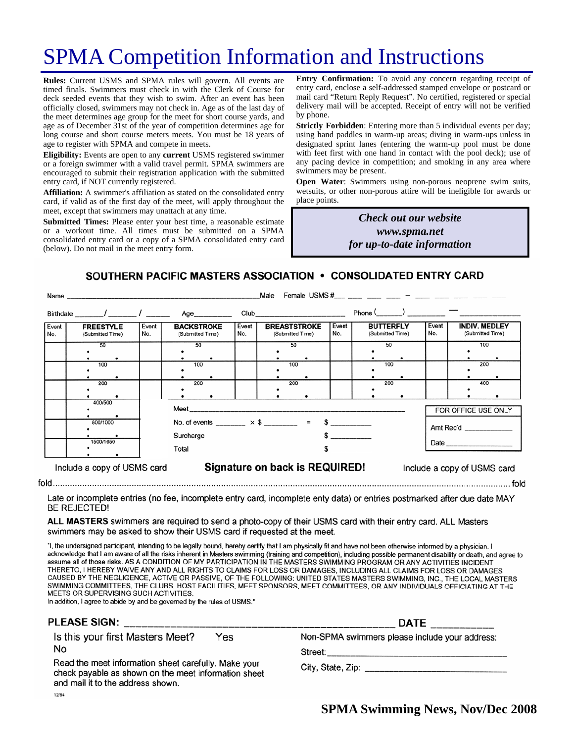# SPMA Competition Information and Instructions

**Rules:** Current USMS and SPMA rules will govern. All events are timed finals. Swimmers must check in with the Clerk of Course for deck seeded events that they wish to swim. After an event has been officially closed, swimmers may not check in. Age as of the last day of the meet determines age group for the meet for short course yards, and age as of December 31st of the year of competition determines age for long course and short course meters meets. You must be 18 years of age to register with SPMA and compete in meets.

**Eligibility:** Events are open to any **current** USMS registered swimmer or a foreign swimmer with a valid travel permit. SPMA swimmers are encouraged to submit their registration application with the submitted entry card, if NOT currently registered.

**Affiliation:** A swimmer's affiliation as stated on the consolidated entry card, if valid as of the first day of the meet, will apply throughout the meet, except that swimmers may unattach at any time.

**Submitted Times:** Please enter your best time, a reasonable estimate or a workout time. All times must be submitted on a SPMA consolidated entry card or a copy of a SPMA consolidated entry card (below). Do not mail in the meet entry form.

**Entry Confirmation:** To avoid any concern regarding receipt of entry card, enclose a self-addressed stamped envelope or postcard or mail card "Return Reply Request". No certified, registered or special delivery mail will be accepted. Receipt of entry will not be verified by phone.

**Strictly Forbidden**: Entering more than 5 individual events per day; using hand paddles in warm-up areas; diving in warm-ups unless in designated sprint lanes (entering the warm-up pool must be done with feet first with one hand in contact with the pool deck); use of any pacing device in competition; and smoking in any area where swimmers may be present.

**Open Water**: Swimmers using non-porous neoprene swim suits, wetsuits, or other non-porous attire will be ineligible for awards or place points.

***Check out our website***
***www.spma.net***
***for up-to-date information***

## SOUTHERN PACIFIC MASTERS ASSOCIATION • CONSOLIDATED ENTRY CARD

Name ______________________ Male Female USMS #___ ___ ___ ___ – ___ ___ ___ ___ ___

Birthdate ____/____/____ Age______ Club______________ Phone (____) ______ — ________

| Event No. | FREESTYLE (Submitted Time) | Event No. | BACKSTROKE (Submitted Time) | Event No. | BREASTSTROKE (Submitted Time) | Event No. | BUTTERFLY (Submitted Time) | Event No. | INDIV. MEDLEY (Submitted Time) |
|---|---|---|---|---|---|---|---|---|---|
| | 50 | | 50 | | 50 | | 50 | | 100 |
| | 100 | | 100 | | 100 | | 100 | | 200 |
| | 200 | | 200 | | 200 | | 200 | | 400 |
| | 400/500 | | | | | | | | |
| | 800/1000 | | | | | | | | |
| | 1500/1650 | | | | | | | | |

Meet ______________________

No. of events ______ × $ ______ = $ ______

Surcharge $ ______

Total $ ______

FOR OFFICE USE ONLY

Amt Rec'd __________

Date __________

Include a copy of USMS card **Signature on back is REQUIRED!** Include a copy of USMS card

fold.......................................................................................................................fold

Late or incomplete entries (no fee, incomplete entry card, incomplete enty data) or entries postmarked after due date MAY BE REJECTED!

**ALL MASTERS** swimmers are required to send a photo-copy of their USMS card with their entry card. ALL Masters swimmers may be asked to show their USMS card if requested at the meet.

"I, the undersigned participant, intending to be legally bound, hereby certify that I am physically fit and have not been otherwise informed by a physician. I acknowledge that I am aware of all the risks inherent in Masters swimming (training and competition), including possible permanent disability or death, and agree to assume all of those risks. AS A CONDITION OF MY PARTICIPATION IN THE MASTERS SWIMMING PROGRAM OR ANY ACTIVITIES INCIDENT THERETO, I HEREBY WAIVE ANY AND ALL RIGHTS TO CLAIMS FOR LOSS OR DAMAGES, INCLUDING ALL CLAIMS FOR LOSS OR DAMAGES CAUSED BY THE NEGLIGENCE, ACTIVE OR PASSIVE, OF THE FOLLOWING: UNITED STATES MASTERS SWIMMING, INC., THE LOCAL MASTERS SWIMMING COMMITTEES, THE CLUBS, HOST FACILITIES, MEET SPONSORS, MEET COMMITTEES, OR ANY INDIVIDUALS OFFICIATING AT THE MEETS OR SUPERVISING SUCH ACTIVITIES.
In addition, I agree to abide by and be governed by the rules of USMS."

**PLEASE SIGN:** ______________________________ **DATE** __________

Is this your first Masters Meet? Yes No

Read the meet information sheet carefully. Make your check payable as shown on the meet information sheet and mail it to the address shown.

Non-SPMA swimmers please include your address:

Street: ______________________

City, State, Zip: ______________________

12/94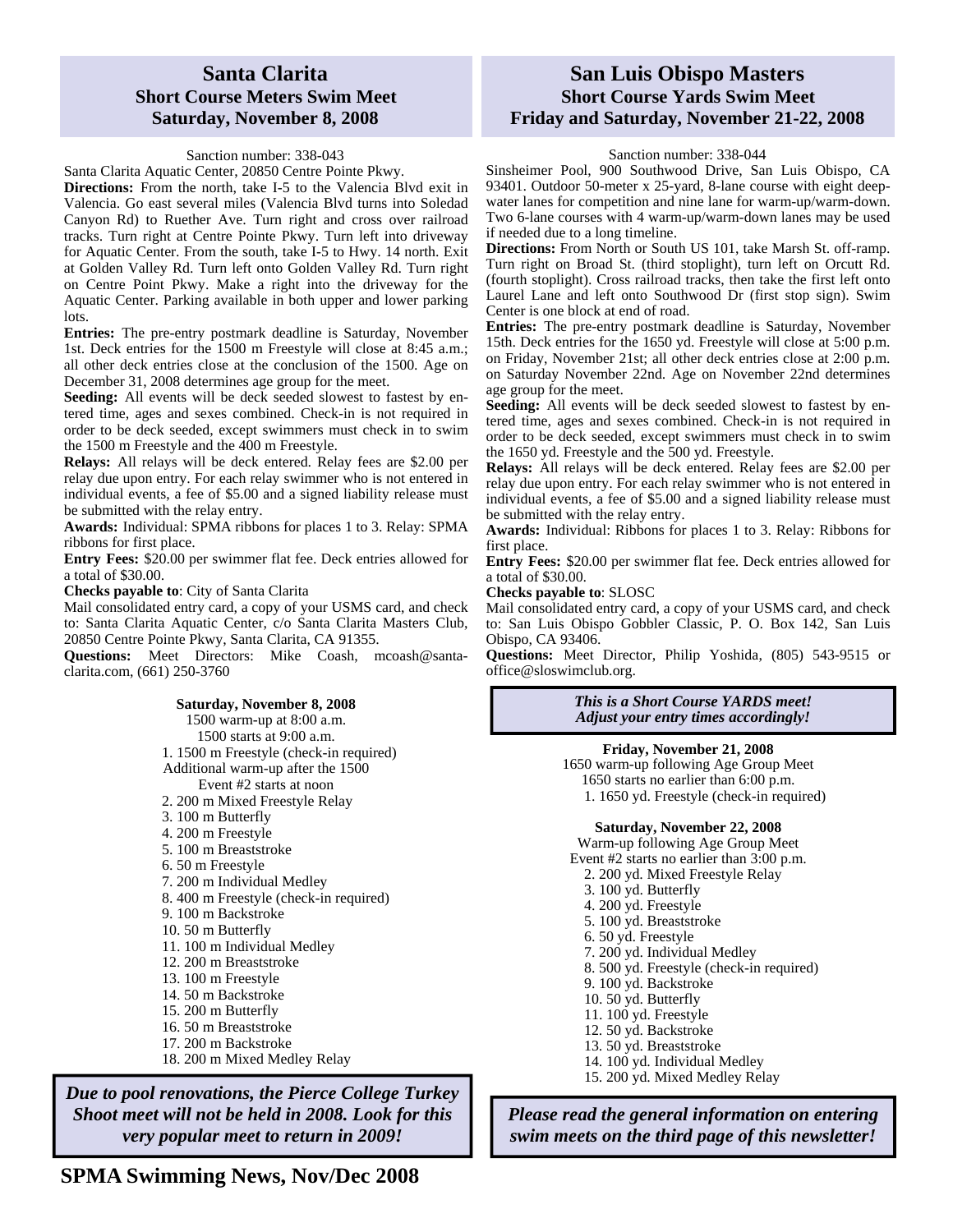## Santa Clarita
### Short Course Meters Swim Meet
### Saturday, November 8, 2008

Sanction number: 338-043

Santa Clarita Aquatic Center, 20850 Centre Pointe Pkwy.

**Directions:** From the north, take I-5 to the Valencia Blvd exit in Valencia. Go east several miles (Valencia Blvd turns into Soledad Canyon Rd) to Ruether Ave. Turn right and cross over railroad tracks. Turn right at Centre Pointe Pkwy. Turn left into driveway for Aquatic Center. From the south, take I-5 to Hwy. 14 north. Exit at Golden Valley Rd. Turn left onto Golden Valley Rd. Turn right on Centre Point Pkwy. Make a right into the driveway for the Aquatic Center. Parking available in both upper and lower parking lots.

**Entries:** The pre-entry postmark deadline is Saturday, November 1st. Deck entries for the 1500 m Freestyle will close at 8:45 a.m.; all other deck entries close at the conclusion of the 1500. Age on December 31, 2008 determines age group for the meet.

**Seeding:** All events will be deck seeded slowest to fastest by entered time, ages and sexes combined. Check-in is not required in order to be deck seeded, except swimmers must check in to swim the 1500 m Freestyle and the 400 m Freestyle.

**Relays:** All relays will be deck entered. Relay fees are $2.00 per relay due upon entry. For each relay swimmer who is not entered in individual events, a fee of $5.00 and a signed liability release must be submitted with the relay entry.

**Awards:** Individual: SPMA ribbons for places 1 to 3. Relay: SPMA ribbons for first place.

**Entry Fees:** $20.00 per swimmer flat fee. Deck entries allowed for a total of $30.00.

**Checks payable to**: City of Santa Clarita

Mail consolidated entry card, a copy of your USMS card, and check to: Santa Clarita Aquatic Center, c/o Santa Clarita Masters Club, 20850 Centre Pointe Pkwy, Santa Clarita, CA 91355.

**Questions:** Meet Directors: Mike Coash, mcoash@santa-clarita.com, (661) 250-3760

**Saturday, November 8, 2008**

1500 warm-up at 8:00 a.m.
1500 starts at 9:00 a.m.

1. 1500 m Freestyle (check-in required)

Additional warm-up after the 1500
Event #2 starts at noon

2. 200 m Mixed Freestyle Relay
3. 100 m Butterfly
4. 200 m Freestyle
5. 100 m Breaststroke
6. 50 m Freestyle
7. 200 m Individual Medley
8. 400 m Freestyle (check-in required)
9. 100 m Backstroke
10. 50 m Butterfly
11. 100 m Individual Medley
12. 200 m Breaststroke
13. 100 m Freestyle
14. 50 m Backstroke
15. 200 m Butterfly
16. 50 m Breaststroke
17. 200 m Backstroke
18. 200 m Mixed Medley Relay

***Due to pool renovations, the Pierce College Turkey Shoot meet will not be held in 2008. Look for this very popular meet to return in 2009!***

## San Luis Obispo Masters
### Short Course Yards Swim Meet
### Friday and Saturday, November 21-22, 2008

Sanction number: 338-044

Sinsheimer Pool, 900 Southwood Drive, San Luis Obispo, CA 93401. Outdoor 50-meter x 25-yard, 8-lane course with eight deep-water lanes for competition and nine lane for warm-up/warm-down. Two 6-lane courses with 4 warm-up/warm-down lanes may be used if needed due to a long timeline.

**Directions:** From North or South US 101, take Marsh St. off-ramp. Turn right on Broad St. (third stoplight), turn left on Orcutt Rd. (fourth stoplight). Cross railroad tracks, then take the first left onto Laurel Lane and left onto Southwood Dr (first stop sign). Swim Center is one block at end of road.

**Entries:** The pre-entry postmark deadline is Saturday, November 15th. Deck entries for the 1650 yd. Freestyle will close at 5:00 p.m. on Friday, November 21st; all other deck entries close at 2:00 p.m. on Saturday November 22nd. Age on November 22nd determines age group for the meet.

**Seeding:** All events will be deck seeded slowest to fastest by entered time, ages and sexes combined. Check-in is not required in order to be deck seeded, except swimmers must check in to swim the 1650 yd. Freestyle and the 500 yd. Freestyle.

**Relays:** All relays will be deck entered. Relay fees are $2.00 per relay due upon entry. For each relay swimmer who is not entered in individual events, a fee of $5.00 and a signed liability release must be submitted with the relay entry.

**Awards:** Individual: Ribbons for places 1 to 3. Relay: Ribbons for first place.

**Entry Fees:** $20.00 per swimmer flat fee. Deck entries allowed for a total of $30.00.

**Checks payable to**: SLOSC

Mail consolidated entry card, a copy of your USMS card, and check to: San Luis Obispo Gobbler Classic, P. O. Box 142, San Luis Obispo, CA 93406.

**Questions:** Meet Director, Philip Yoshida, (805) 543-9515 or office@sloswimclub.org.

***This is a Short Course YARDS meet!***
***Adjust your entry times accordingly!***

**Friday, November 21, 2008**

1650 warm-up following Age Group Meet
1650 starts no earlier than 6:00 p.m.

1. 1650 yd. Freestyle (check-in required)

**Saturday, November 22, 2008**

Warm-up following Age Group Meet
Event #2 starts no earlier than 3:00 p.m.

2. 200 yd. Mixed Freestyle Relay
3. 100 yd. Butterfly
4. 200 yd. Freestyle
5. 100 yd. Breaststroke
6. 50 yd. Freestyle
7. 200 yd. Individual Medley
8. 500 yd. Freestyle (check-in required)
9. 100 yd. Backstroke
10. 50 yd. Butterfly
11. 100 yd. Freestyle
12. 50 yd. Backstroke
13. 50 yd. Breaststroke
14. 100 yd. Individual Medley
15. 200 yd. Mixed Medley Relay

***Please read the general information on entering swim meets on the third page of this newsletter!***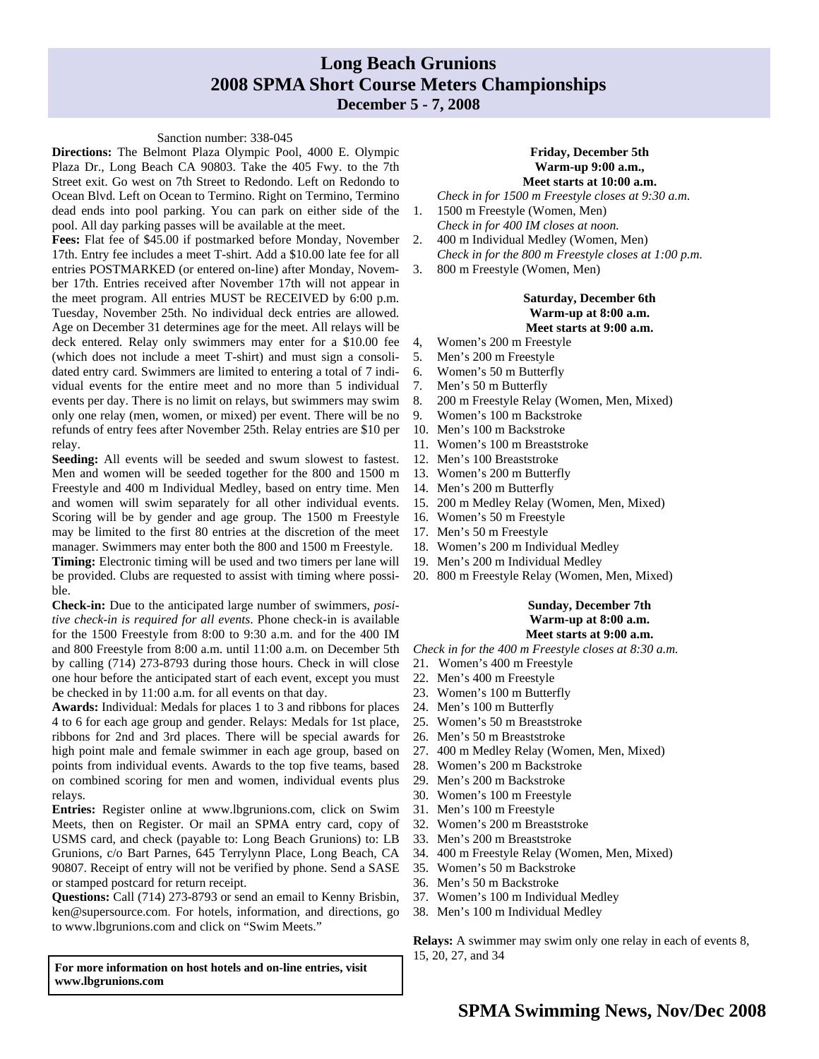# Long Beach Grunions
# 2008 SPMA Short Course Meters Championships
### December 5 - 7, 2008

Sanction number: 338-045

**Directions:** The Belmont Plaza Olympic Pool, 4000 E. Olympic Plaza Dr., Long Beach CA 90803. Take the 405 Fwy. to the 7th Street exit. Go west on 7th Street to Redondo. Left on Redondo to Ocean Blvd. Left on Ocean to Termino. Right on Termino, Termino dead ends into pool parking. You can park on either side of the pool. All day parking passes will be available at the meet.

**Fees:** Flat fee of $45.00 if postmarked before Monday, November 17th. Entry fee includes a meet T-shirt. Add a $10.00 late fee for all entries POSTMARKED (or entered on-line) after Monday, November 17th. Entries received after November 17th will not appear in the meet program. All entries MUST be RECEIVED by 6:00 p.m. Tuesday, November 25th. No individual deck entries are allowed. Age on December 31 determines age for the meet. All relays will be deck entered. Relay only swimmers may enter for a $10.00 fee (which does not include a meet T-shirt) and must sign a consolidated entry card. Swimmers are limited to entering a total of 7 individual events for the entire meet and no more than 5 individual events per day. There is no limit on relays, but swimmers may swim only one relay (men, women, or mixed) per event. There will be no refunds of entry fees after November 25th. Relay entries are $10 per relay.

**Seeding:** All events will be seeded and swum slowest to fastest. Men and women will be seeded together for the 800 and 1500 m Freestyle and 400 m Individual Medley, based on entry time. Men and women will swim separately for all other individual events. Scoring will be by gender and age group. The 1500 m Freestyle may be limited to the first 80 entries at the discretion of the meet manager. Swimmers may enter both the 800 and 1500 m Freestyle.

**Timing:** Electronic timing will be used and two timers per lane will be provided. Clubs are requested to assist with timing where possible.

**Check-in:** Due to the anticipated large number of swimmers, *positive check-in is required for all events*. Phone check-in is available for the 1500 Freestyle from 8:00 to 9:30 a.m. and for the 400 IM and 800 Freestyle from 8:00 a.m. until 11:00 a.m. on December 5th by calling (714) 273-8793 during those hours. Check in will close one hour before the anticipated start of each event, except you must be checked in by 11:00 a.m. for all events on that day.

**Awards:** Individual: Medals for places 1 to 3 and ribbons for places 4 to 6 for each age group and gender. Relays: Medals for 1st place, ribbons for 2nd and 3rd places. There will be special awards for high point male and female swimmer in each age group, based on points from individual events. Awards to the top five teams, based on combined scoring for men and women, individual events plus relays.

**Entries:** Register online at www.lbgrunions.com, click on Swim Meets, then on Register. Or mail an SPMA entry card, copy of USMS card, and check (payable to: Long Beach Grunions) to: LB Grunions, c/o Bart Parnes, 645 Terrylynn Place, Long Beach, CA 90807. Receipt of entry will not be verified by phone. Send a SASE or stamped postcard for return receipt.

**Questions:** Call (714) 273-8793 or send an email to Kenny Brisbin, ken@supersource.com. For hotels, information, and directions, go to www.lbgrunions.com and click on "Swim Meets."

**For more information on host hotels and on-line entries, visit www.lbgrunions.com**

**Friday, December 5th**
**Warm-up 9:00 a.m.,**
**Meet starts at 10:00 a.m.**

*Check in for 1500 m Freestyle closes at 9:30 a.m.*

1. 1500 m Freestyle (Women, Men)

*Check in for 400 IM closes at noon.*

2. 400 m Individual Medley (Women, Men)

*Check in for the 800 m Freestyle closes at 1:00 p.m.*

3. 800 m Freestyle (Women, Men)

**Saturday, December 6th**
**Warm-up at 8:00 a.m.**
**Meet starts at 9:00 a.m.**

4. Women's 200 m Freestyle
5. Men's 200 m Freestyle
6. Women's 50 m Butterfly
7. Men's 50 m Butterfly
8. 200 m Freestyle Relay (Women, Men, Mixed)
9. Women's 100 m Backstroke
10. Men's 100 m Backstroke
11. Women's 100 m Breaststroke
12. Men's 100 Breaststroke
13. Women's 200 m Butterfly
14. Men's 200 m Butterfly
15. 200 m Medley Relay (Women, Men, Mixed)
16. Women's 50 m Freestyle
17. Men's 50 m Freestyle
18. Women's 200 m Individual Medley
19. Men's 200 m Individual Medley
20. 800 m Freestyle Relay (Women, Men, Mixed)

**Sunday, December 7th**
**Warm-up at 8:00 a.m.**
**Meet starts at 9:00 a.m.**

*Check in for the 400 m Freestyle closes at 8:30 a.m.*

21. Women's 400 m Freestyle
22. Men's 400 m Freestyle
23. Women's 100 m Butterfly
24. Men's 100 m Butterfly
25. Women's 50 m Breaststroke
26. Men's 50 m Breaststroke
27. 400 m Medley Relay (Women, Men, Mixed)
28. Women's 200 m Backstroke
29. Men's 200 m Backstroke
30. Women's 100 m Freestyle
31. Men's 100 m Freestyle
32. Women's 200 m Breaststroke
33. Men's 200 m Breaststroke
34. 400 m Freestyle Relay (Women, Men, Mixed)
35. Women's 50 m Backstroke
36. Men's 50 m Backstroke
37. Women's 100 m Individual Medley
38. Men's 100 m Individual Medley

**Relays:** A swimmer may swim only one relay in each of events 8, 15, 20, 27, and 34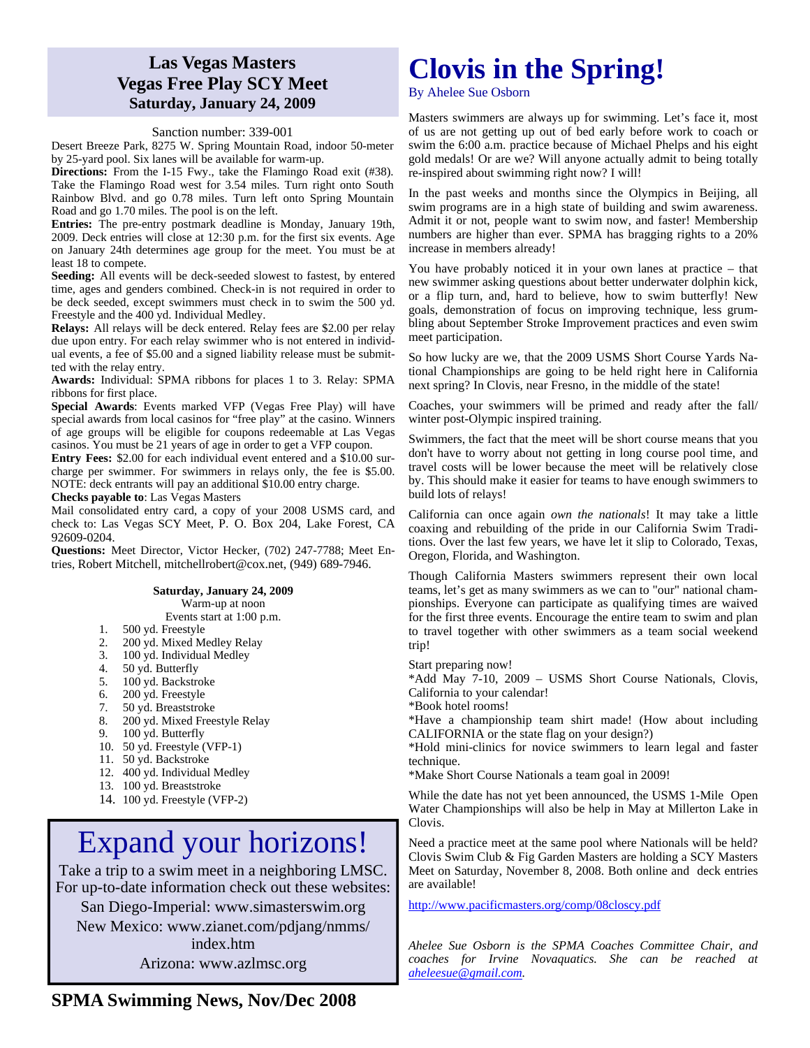# Las Vegas Masters Vegas Free Play SCY Meet

## Saturday, January 24, 2009

Sanction number: 339-001

Desert Breeze Park, 8275 W. Spring Mountain Road, indoor 50-meter by 25-yard pool. Six lanes will be available for warm-up.

**Directions:** From the I-15 Fwy., take the Flamingo Road exit (#38). Take the Flamingo Road west for 3.54 miles. Turn right onto South Rainbow Blvd. and go 0.78 miles. Turn left onto Spring Mountain Road and go 1.70 miles. The pool is on the left.

**Entries:** The pre-entry postmark deadline is Monday, January 19th, 2009. Deck entries will close at 12:30 p.m. for the first six events. Age on January 24th determines age group for the meet. You must be at least 18 to compete.

**Seeding:** All events will be deck-seeded slowest to fastest, by entered time, ages and genders combined. Check-in is not required in order to be deck seeded, except swimmers must check in to swim the 500 yd. Freestyle and the 400 yd. Individual Medley.

**Relays:** All relays will be deck entered. Relay fees are $2.00 per relay due upon entry. For each relay swimmer who is not entered in individual events, a fee of $5.00 and a signed liability release must be submitted with the relay entry.

**Awards:** Individual: SPMA ribbons for places 1 to 3. Relay: SPMA ribbons for first place.

**Special Awards**: Events marked VFP (Vegas Free Play) will have special awards from local casinos for "free play" at the casino. Winners of age groups will be eligible for coupons redeemable at Las Vegas casinos. You must be 21 years of age in order to get a VFP coupon.

**Entry Fees:** $2.00 for each individual event entered and a $10.00 surcharge per swimmer. For swimmers in relays only, the fee is $5.00. NOTE: deck entrants will pay an additional $10.00 entry charge.

**Checks payable to**: Las Vegas Masters

Mail consolidated entry card, a copy of your 2008 USMS card, and check to: Las Vegas SCY Meet, P. O. Box 204, Lake Forest, CA 92609-0204.

**Questions:** Meet Director, Victor Hecker, (702) 247-7788; Meet Entries, Robert Mitchell, mitchellrobert@cox.net, (949) 689-7946.

**Saturday, January 24, 2009**
Warm-up at noon
Events start at 1:00 p.m.

1. 500 yd. Freestyle
2. 200 yd. Mixed Medley Relay
3. 100 yd. Individual Medley
4. 50 yd. Butterfly
5. 100 yd. Backstroke
6. 200 yd. Freestyle
7. 50 yd. Breaststroke
8. 200 yd. Mixed Freestyle Relay
9. 100 yd. Butterfly
10. 50 yd. Freestyle (VFP-1)
11. 50 yd. Backstroke
12. 400 yd. Individual Medley
13. 100 yd. Breaststroke
14. 100 yd. Freestyle (VFP-2)

# Expand your horizons!

Take a trip to a swim meet in a neighboring LMSC. For up-to-date information check out these websites:

San Diego-Imperial: www.simasterswim.org

New Mexico: www.zianet.com/pdjang/nmms/index.htm

Arizona: www.azlmsc.org

# Clovis in the Spring!

By Ahelee Sue Osborn

Masters swimmers are always up for swimming. Let's face it, most of us are not getting up out of bed early before work to coach or swim the 6:00 a.m. practice because of Michael Phelps and his eight gold medals! Or are we? Will anyone actually admit to being totally re-inspired about swimming right now? I will!

In the past weeks and months since the Olympics in Beijing, all swim programs are in a high state of building and swim awareness. Admit it or not, people want to swim now, and faster! Membership numbers are higher than ever. SPMA has bragging rights to a 20% increase in members already!

You have probably noticed it in your own lanes at practice – that new swimmer asking questions about better underwater dolphin kick, or a flip turn, and, hard to believe, how to swim butterfly! New goals, demonstration of focus on improving technique, less grumbling about September Stroke Improvement practices and even swim meet participation.

So how lucky are we, that the 2009 USMS Short Course Yards National Championships are going to be held right here in California next spring? In Clovis, near Fresno, in the middle of the state!

Coaches, your swimmers will be primed and ready after the fall/winter post-Olympic inspired training.

Swimmers, the fact that the meet will be short course means that you don't have to worry about not getting in long course pool time, and travel costs will be lower because the meet will be relatively close by. This should make it easier for teams to have enough swimmers to build lots of relays!

California can once again *own the nationals*! It may take a little coaxing and rebuilding of the pride in our California Swim Traditions. Over the last few years, we have let it slip to Colorado, Texas, Oregon, Florida, and Washington.

Though California Masters swimmers represent their own local teams, let's get as many swimmers as we can to "our" national championships. Everyone can participate as qualifying times are waived for the first three events. Encourage the entire team to swim and plan to travel together with other swimmers as a team social weekend trip!

Start preparing now!

*Add May 7-10, 2009 – USMS Short Course Nationals, Clovis, California to your calendar!

*Book hotel rooms!

*Have a championship team shirt made! (How about including CALIFORNIA or the state flag on your design?)

*Hold mini-clinics for novice swimmers to learn legal and faster technique.

*Make Short Course Nationals a team goal in 2009!

While the date has not yet been announced, the USMS 1-Mile Open Water Championships will also be help in May at Millerton Lake in Clovis.

Need a practice meet at the same pool where Nationals will be held? Clovis Swim Club & Fig Garden Masters are holding a SCY Masters Meet on Saturday, November 8, 2008. Both online and deck entries are available!

http://www.pacificmasters.org/comp/08closcy.pdf

*Ahelee Sue Osborn is the SPMA Coaches Committee Chair, and coaches for Irvine Novaquatics. She can be reached at aheleesue@gmail.com.*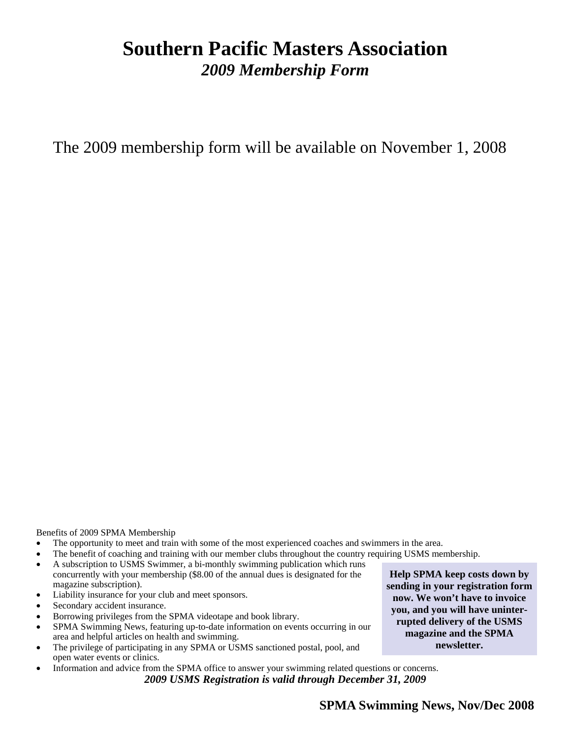# Southern Pacific Masters Association

## *2009 Membership Form*

The 2009 membership form will be available on November 1, 2008

Benefits of 2009 SPMA Membership

- The opportunity to meet and train with some of the most experienced coaches and swimmers in the area.
- The benefit of coaching and training with our member clubs throughout the country requiring USMS membership.
- A subscription to USMS Swimmer, a bi-monthly swimming publication which runs concurrently with your membership ($8.00 of the annual dues is designated for the magazine subscription).
- Liability insurance for your club and meet sponsors.
- Secondary accident insurance.
- Borrowing privileges from the SPMA videotape and book library.
- SPMA Swimming News, featuring up-to-date information on events occurring in our area and helpful articles on health and swimming.
- The privilege of participating in any SPMA or USMS sanctioned postal, pool, and open water events or clinics.
- Information and advice from the SPMA office to answer your swimming related questions or concerns.

**Help SPMA keep costs down by sending in your registration form now. We won't have to invoice you, and you will have uninterrupted delivery of the USMS magazine and the SPMA newsletter.**

***2009 USMS Registration is valid through December 31, 2009***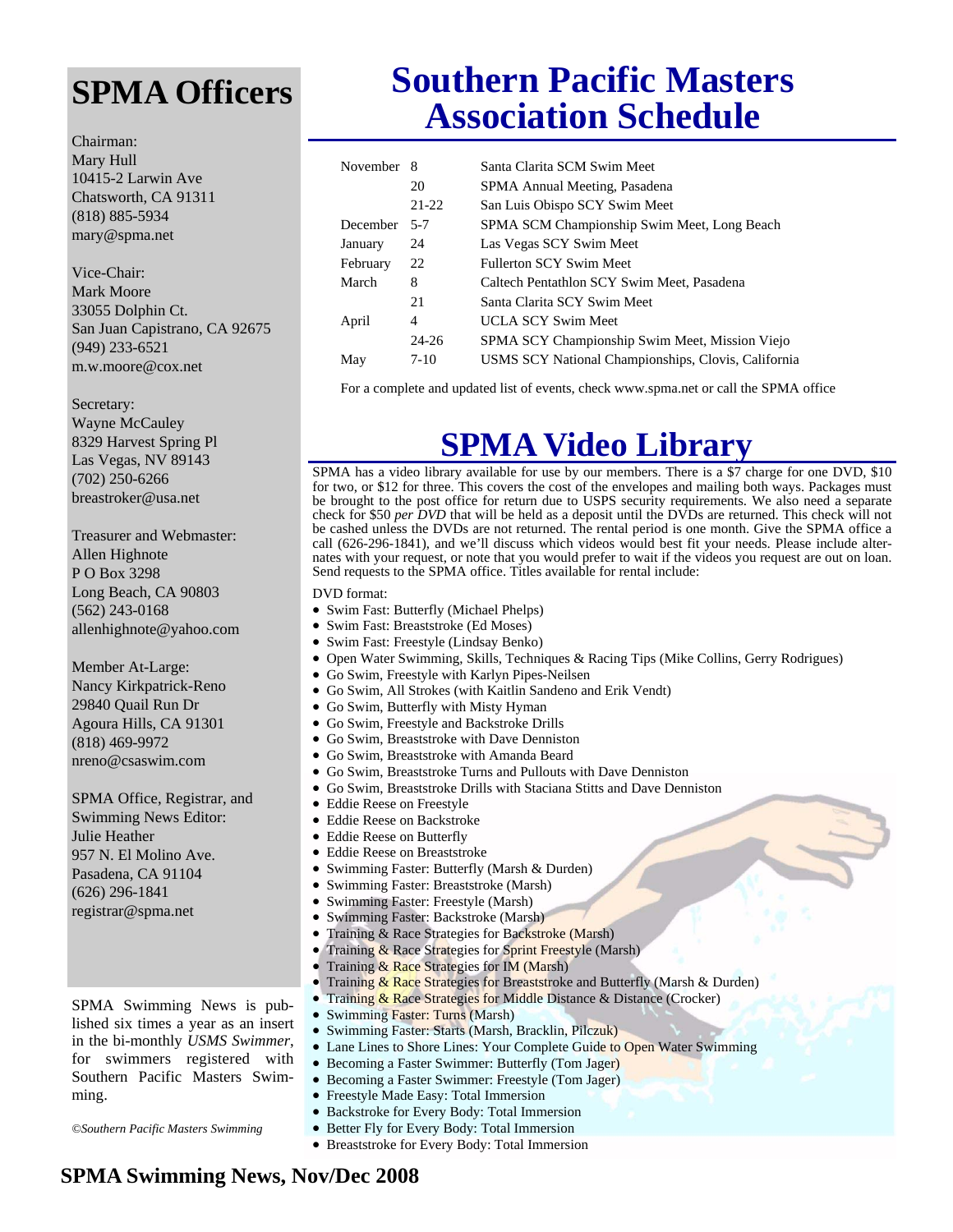# SPMA Officers

Chairman:
Mary Hull
10415-2 Larwin Ave
Chatsworth, CA 91311
(818) 885-5934
mary@spma.net

Vice-Chair:
Mark Moore
33055 Dolphin Ct.
San Juan Capistrano, CA 92675
(949) 233-6521
m.w.moore@cox.net

Secretary:
Wayne McCauley
8329 Harvest Spring Pl
Las Vegas, NV 89143
(702) 250-6266
breastroker@usa.net

Treasurer and Webmaster:
Allen Highnote
P O Box 3298
Long Beach, CA 90803
(562) 243-0168
allenhighnote@yahoo.com

Member At-Large:
Nancy Kirkpatrick-Reno
29840 Quail Run Dr
Agoura Hills, CA 91301
(818) 469-9972
nreno@csaswim.com

SPMA Office, Registrar, and Swimming News Editor:
Julie Heather
957 N. El Molino Ave.
Pasadena, CA 91104
(626) 296-1841
registrar@spma.net

SPMA Swimming News is published six times a year as an insert in the bi-monthly *USMS Swimmer*, for swimmers registered with Southern Pacific Masters Swimming.

*©Southern Pacific Masters Swimming*

# Southern Pacific Masters Association Schedule

| | | |
|---|---|---|
| November | 8 | Santa Clarita SCM Swim Meet |
| | 20 | SPMA Annual Meeting, Pasadena |
| | 21-22 | San Luis Obispo SCY Swim Meet |
| December | 5-7 | SPMA SCM Championship Swim Meet, Long Beach |
| January | 24 | Las Vegas SCY Swim Meet |
| February | 22 | Fullerton SCY Swim Meet |
| March | 8 | Caltech Pentathlon SCY Swim Meet, Pasadena |
| | 21 | Santa Clarita SCY Swim Meet |
| April | 4 | UCLA SCY Swim Meet |
| | 24-26 | SPMA SCY Championship Swim Meet, Mission Viejo |
| May | 7-10 | USMS SCY National Championships, Clovis, California |

For a complete and updated list of events, check www.spma.net or call the SPMA office

# SPMA Video Library

SPMA has a video library available for use by our members. There is a $7 charge for one DVD, $10 for two, or $12 for three. This covers the cost of the envelopes and mailing both ways. Packages must be brought to the post office for return due to USPS security requirements. We also need a separate check for $50 *per DVD* that will be held as a deposit until the DVDs are returned. This check will not be cashed unless the DVDs are not returned. The rental period is one month. Give the SPMA office a call (626-296-1841), and we'll discuss which videos would best fit your needs. Please include alternates with your request, or note that you would prefer to wait if the videos you request are out on loan. Send requests to the SPMA office. Titles available for rental include:

DVD format:

- Swim Fast: Butterfly (Michael Phelps)
- Swim Fast: Breaststroke (Ed Moses)
- Swim Fast: Freestyle (Lindsay Benko)
- Open Water Swimming, Skills, Techniques & Racing Tips (Mike Collins, Gerry Rodrigues)
- Go Swim, Freestyle with Karlyn Pipes-Neilsen
- Go Swim, All Strokes (with Kaitlin Sandeno and Erik Vendt)
- Go Swim, Butterfly with Misty Hyman
- Go Swim, Freestyle and Backstroke Drills
- Go Swim, Breaststroke with Dave Denniston
- Go Swim, Breaststroke with Amanda Beard
- Go Swim, Breaststroke Turns and Pullouts with Dave Denniston
- Go Swim, Breaststroke Drills with Staciana Stitts and Dave Denniston
- Eddie Reese on Freestyle
- Eddie Reese on Backstroke
- Eddie Reese on Butterfly
- Eddie Reese on Breaststroke
- Swimming Faster: Butterfly (Marsh & Durden)
- Swimming Faster: Breaststroke (Marsh)
- Swimming Faster: Freestyle (Marsh)
- Swimming Faster: Backstroke (Marsh)
- Training & Race Strategies for Backstroke (Marsh)
- Training & Race Strategies for Sprint Freestyle (Marsh)
- Training & Race Strategies for IM (Marsh)
- Training & Race Strategies for Breaststroke and Butterfly (Marsh & Durden)
- Training & Race Strategies for Middle Distance & Distance (Crocker)
- Swimming Faster: Turns (Marsh)
- Swimming Faster: Starts (Marsh, Bracklin, Pilczuk)
- Lane Lines to Shore Lines: Your Complete Guide to Open Water Swimming
- Becoming a Faster Swimmer: Butterfly (Tom Jager)
- Becoming a Faster Swimmer: Freestyle (Tom Jager)
- Freestyle Made Easy: Total Immersion
- Backstroke for Every Body: Total Immersion
- Better Fly for Every Body: Total Immersion
- Breaststroke for Every Body: Total Immersion

**SPMA Swimming News, Nov/Dec 2008**